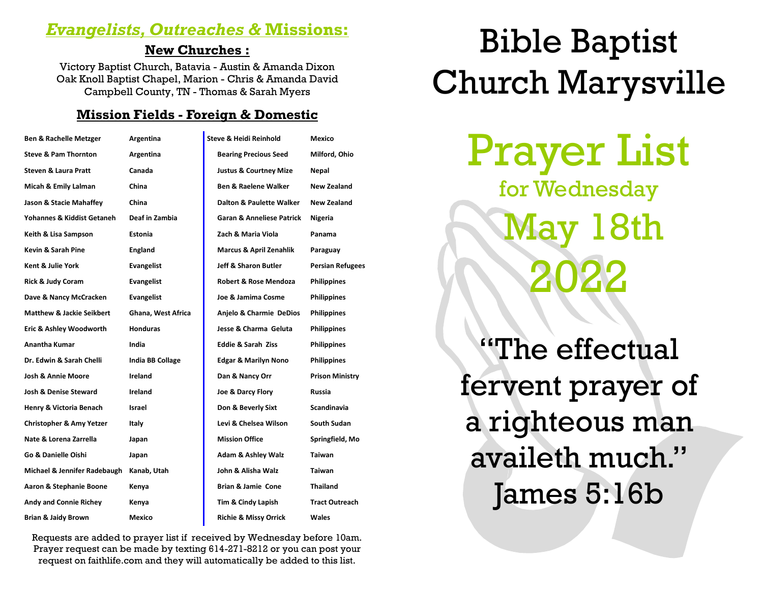# Bible Baptist Church Marysville

# Prayer List

## for Wednesday May 18th 2022

"The effectual fervent prayer of a righteous man availeth much."
James 5:16b

## *Evangelists, Outreaches &* Missions:

### New Churches :

Victory Baptist Church, Batavia - Austin & Amanda Dixon
Oak Knoll Baptist Chapel, Marion - Chris & Amanda David
Campbell County, TN - Thomas & Sarah Myers

### Mission Fields - Foreign & Domestic

| Name | Field |
|---|---|
| Ben & Rachelle Metzger | Argentina |
| Steve & Pam Thornton | Argentina |
| Steven & Laura Pratt | Canada |
| Micah & Emily Lalman | China |
| Jason & Stacie Mahaffey | China |
| Yohannes & Kiddist Getaneh | Deaf in Zambia |
| Keith & Lisa Sampson | Estonia |
| Kevin & Sarah Pine | England |
| Kent & Julie York | Evangelist |
| Rick & Judy Coram | Evangelist |
| Dave & Nancy McCracken | Evangelist |
| Matthew & Jackie Seikbert | Ghana, West Africa |
| Eric & Ashley Woodworth | Honduras |
| Anantha Kumar | India |
| Dr. Edwin & Sarah Chelli | India BB Collage |
| Josh & Annie Moore | Ireland |
| Josh & Denise Steward | Ireland |
| Henry & Victoria Benach | Israel |
| Christopher & Amy Yetzer | Italy |
| Nate & Lorena Zarrella | Japan |
| Go & Danielle Oishi | Japan |
| Michael & Jennifer Radebaugh | Kanab, Utah |
| Aaron & Stephanie Boone | Kenya |
| Andy and Connie Richey | Kenya |
| Brian & Jaidy Brown | Mexico |
| Steve & Heidi Reinhold | Mexico |
| Bearing Precious Seed | Milford, Ohio |
| Justus & Courtney Mize | Nepal |
| Ben & Raelene Walker | New Zealand |
| Dalton & Paulette Walker | New Zealand |
| Garan & Anneliese Patrick | Nigeria |
| Zach & Maria Viola | Panama |
| Marcus & April Zenahlik | Paraguay |
| Jeff & Sharon Butler | Persian Refugees |
| Robert & Rose Mendoza | Philippines |
| Joe & Jamima Cosme | Philippines |
| Anjelo & Charmie DeDios | Philippines |
| Jesse & Charma Geluta | Philippines |
| Eddie & Sarah Ziss | Philippines |
| Edgar & Marilyn Nono | Philippines |
| Dan & Nancy Orr | Prison Ministry |
| Joe & Darcy Flory | Russia |
| Don & Beverly Sixt | Scandinavia |
| Levi & Chelsea Wilson | South Sudan |
| Mission Office | Springfield, Mo |
| Adam & Ashley Walz | Taiwan |
| John & Alisha Walz | Taiwan |
| Brian & Jamie Cone | Thailand |
| Tim & Cindy Lapish | Tract Outreach |
| Richie & Missy Orrick | Wales |

Requests are added to prayer list if received by Wednesday before 10am. Prayer request can be made by texting 614-271-8212 or you can post your request on faithlife.com and they will automatically be added to this list.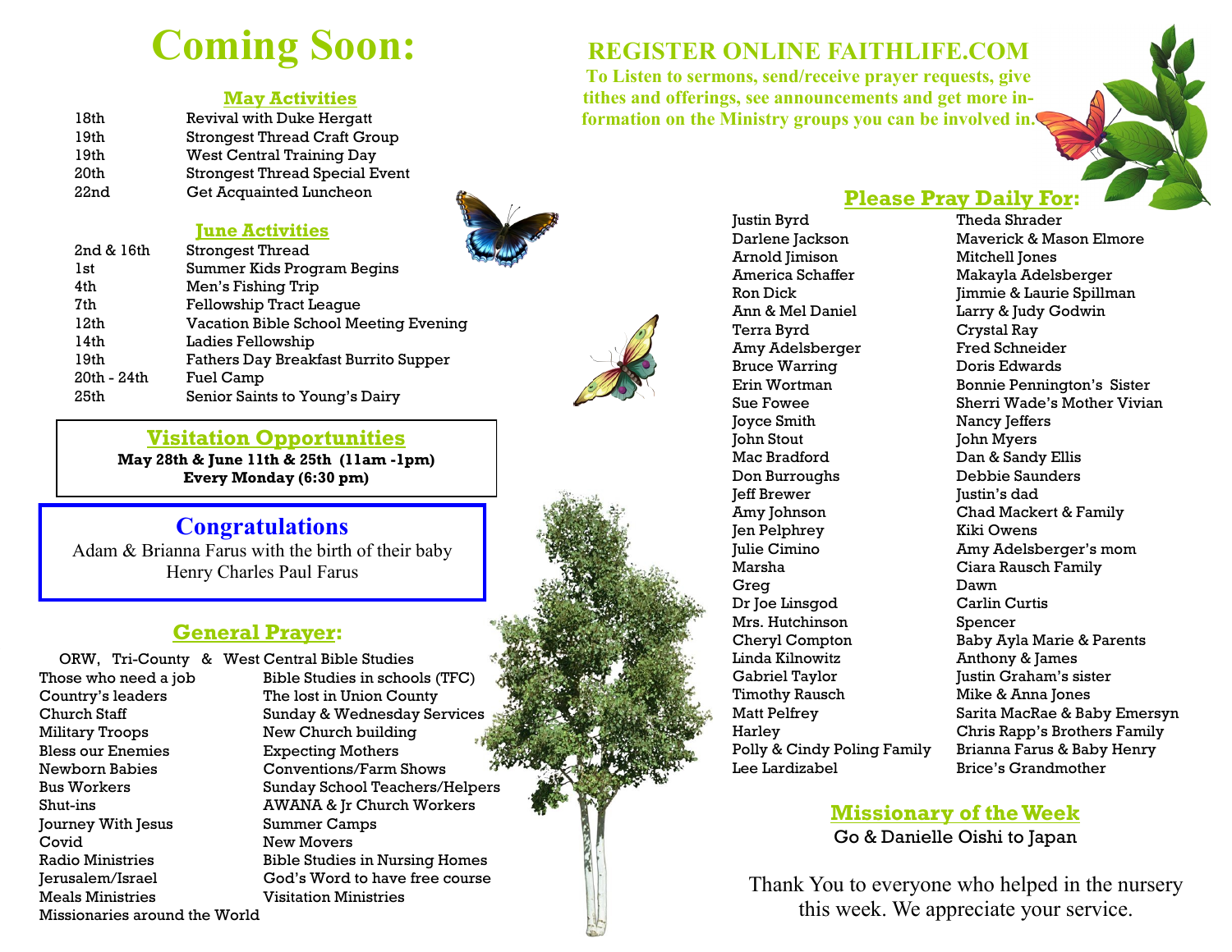# Coming Soon:

## May Activities

| | |
|---|---|
| 18th | Revival with Duke Hergatt |
| 19th | Strongest Thread Craft Group |
| 19th | West Central Training Day |
| 20th | Strongest Thread Special Event |
| 22nd | Get Acquainted Luncheon |

## June Activities

| | |
|---|---|
| 2nd & 16th | Strongest Thread |
| 1st | Summer Kids Program Begins |
| 4th | Men's Fishing Trip |
| 7th | Fellowship Tract League |
| 12th | Vacation Bible School Meeting Evening |
| 14th | Ladies Fellowship |
| 19th | Fathers Day Breakfast Burrito Supper |
| 20th - 24th | Fuel Camp |
| 25th | Senior Saints to Young's Dairy |

## Visitation Opportunities

**May 28th & June 11th & 25th (11am -1pm)**
**Every Monday (6:30 pm)**

## Congratulations

Adam & Brianna Farus with the birth of their baby Henry Charles Paul Farus

## General Prayer:

ORW, Tri-County & West Central Bible Studies

- Those who need a job
- Country's leaders
- Church Staff
- Military Troops
- Bless our Enemies
- Newborn Babies
- Bus Workers
- Shut-ins
- Journey With Jesus
- Covid
- Radio Ministries
- Jerusalem/Israel
- Meals Ministries
- Missionaries around the World
- Bible Studies in schools (TFC)
- The lost in Union County
- Sunday & Wednesday Services
- New Church building
- Expecting Mothers
- Conventions/Farm Shows
- Sunday School Teachers/Helpers
- AWANA & Jr Church Workers
- Summer Camps
- New Movers
- Bible Studies in Nursing Homes
- God's Word to have free course
- Visitation Ministries

## REGISTER ONLINE FAITHLIFE.COM

**To Listen to sermons, send/receive prayer requests, give tithes and offerings, see announcements and get more information on the Ministry groups you can be involved in.**

## Please Pray Daily For:

Justin Byrd
Darlene Jackson
Arnold Jimison
America Schaffer
Ron Dick
Ann & Mel Daniel
Terra Byrd
Amy Adelsberger
Bruce Warring
Erin Wortman
Sue Fowee
Joyce Smith
John Stout
Mac Bradford
Don Burroughs
Jeff Brewer
Amy Johnson
Jen Pelphrey
Julie Cimino
Marsha
Greg
Dr Joe Linsgod
Mrs. Hutchinson
Cheryl Compton
Linda Kilnowitz
Gabriel Taylor
Timothy Rausch
Matt Pelfrey
Harley
Polly & Cindy Poling Family
Lee Lardizabel
Theda Shrader
Maverick & Mason Elmore
Mitchell Jones
Makayla Adelsberger
Jimmie & Laurie Spillman
Larry & Judy Godwin
Crystal Ray
Fred Schneider
Doris Edwards
Bonnie Pennington's Sister
Sherri Wade's Mother Vivian
Nancy Jeffers
John Myers
Dan & Sandy Ellis
Debbie Saunders
Justin's dad
Chad Mackert & Family
Kiki Owens
Amy Adelsberger's mom
Ciara Rausch Family
Dawn
Carlin Curtis
Spencer
Baby Ayla Marie & Parents
Anthony & James
Justin Graham's sister
Mike & Anna Jones
Sarita MacRae & Baby Emersyn
Chris Rapp's Brothers Family
Brianna Farus & Baby Henry
Brice's Grandmother

## Missionary of the Week

Go & Danielle Oishi to Japan

Thank You to everyone who helped in the nursery this week. We appreciate your service.